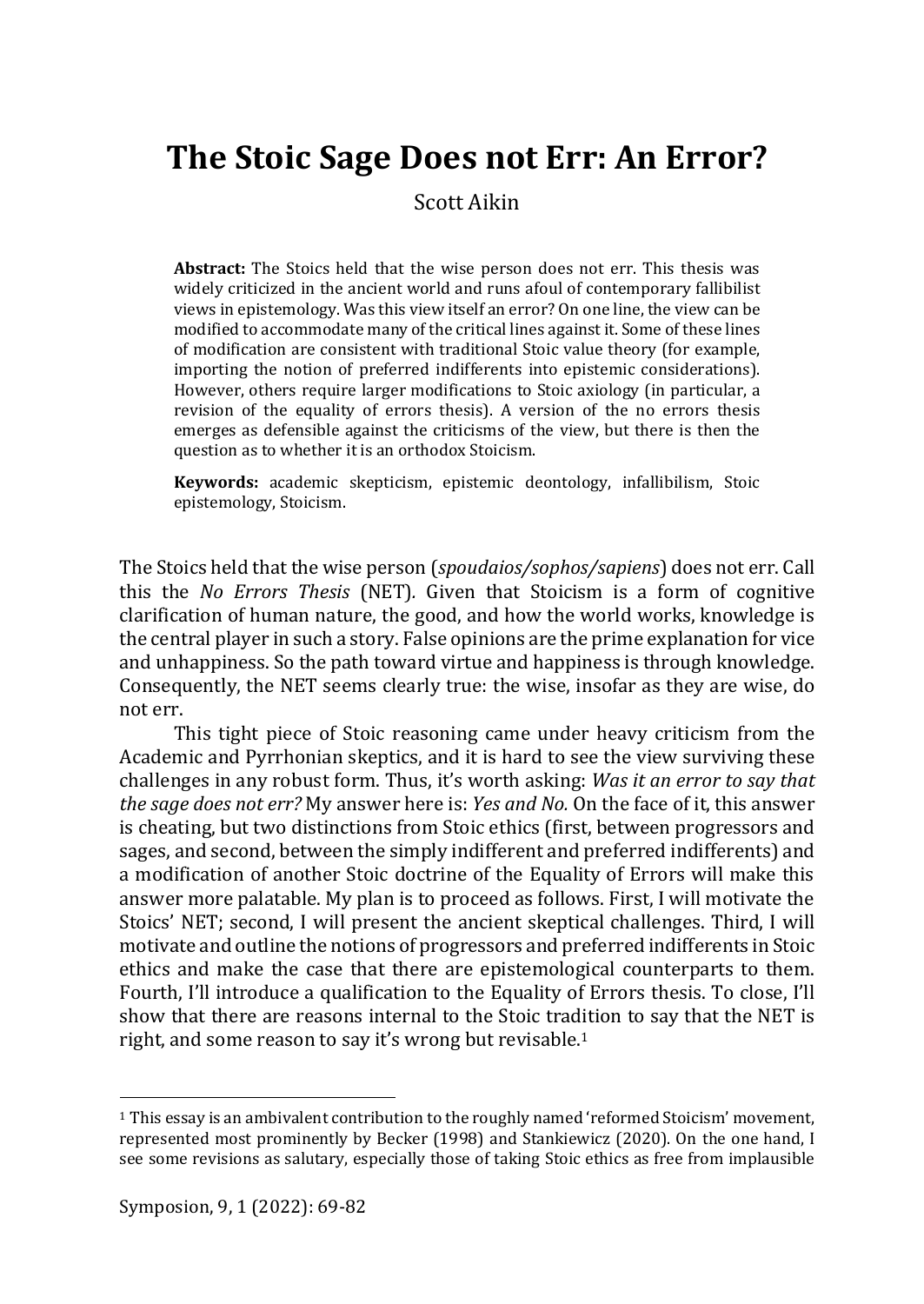# The Stoic Sage Does not Err: An Error?

Scott Aikin

**Abstract:** The Stoics held that the wise person does not err. This thesis was widely criticized in the ancient world and runs afoul of contemporary fallibilist views in epistemology. Was this view itself an error? On one line, the view can be modified to accommodate many of the critical lines against it. Some of these lines of modification are consistent with traditional Stoic value theory (for example, importing the notion of preferred indifferents into epistemic considerations). However, others require larger modifications to Stoic axiology (in particular, a revision of the equality of errors thesis). A version of the no errors thesis emerges as defensible against the criticisms of the view, but there is then the question as to whether it is an orthodox Stoicism.

**Keywords:** academic skepticism, epistemic deontology, infallibilism, Stoic epistemology, Stoicism.

The Stoics held that the wise person (*spoudaios/sophos/sapiens*) does not err. Call this the *No Errors Thesis* (NET). Given that Stoicism is a form of cognitive clarification of human nature, the good, and how the world works, knowledge is the central player in such a story. False opinions are the prime explanation for vice and unhappiness. So the path toward virtue and happiness is through knowledge. Consequently, the NET seems clearly true: the wise, insofar as they are wise, do not err.

This tight piece of Stoic reasoning came under heavy criticism from the Academic and Pyrrhonian skeptics, and it is hard to see the view surviving these challenges in any robust form. Thus, it's worth asking: *Was it an error to say that the sage does not err?* My answer here is: *Yes and No.* On the face of it, this answer is cheating, but two distinctions from Stoic ethics (first, between progressors and sages, and second, between the simply indifferent and preferred indifferents) and a modification of another Stoic doctrine of the Equality of Errors will make this answer more palatable. My plan is to proceed as follows. First, I will motivate the Stoics' NET; second, I will present the ancient skeptical challenges. Third, I will motivate and outline the notions of progressors and preferred indifferents in Stoic ethics and make the case that there are epistemological counterparts to them. Fourth, I'll introduce a qualification to the Equality of Errors thesis. To close, I'll show that there are reasons internal to the Stoic tradition to say that the NET is right, and some reason to say it's wrong but revisable.[1]

[1] This essay is an ambivalent contribution to the roughly named 'reformed Stoicism' movement, represented most prominently by Becker (1998) and Stankiewicz (2020). On the one hand, I see some revisions as salutary, especially those of taking Stoic ethics as free from implausible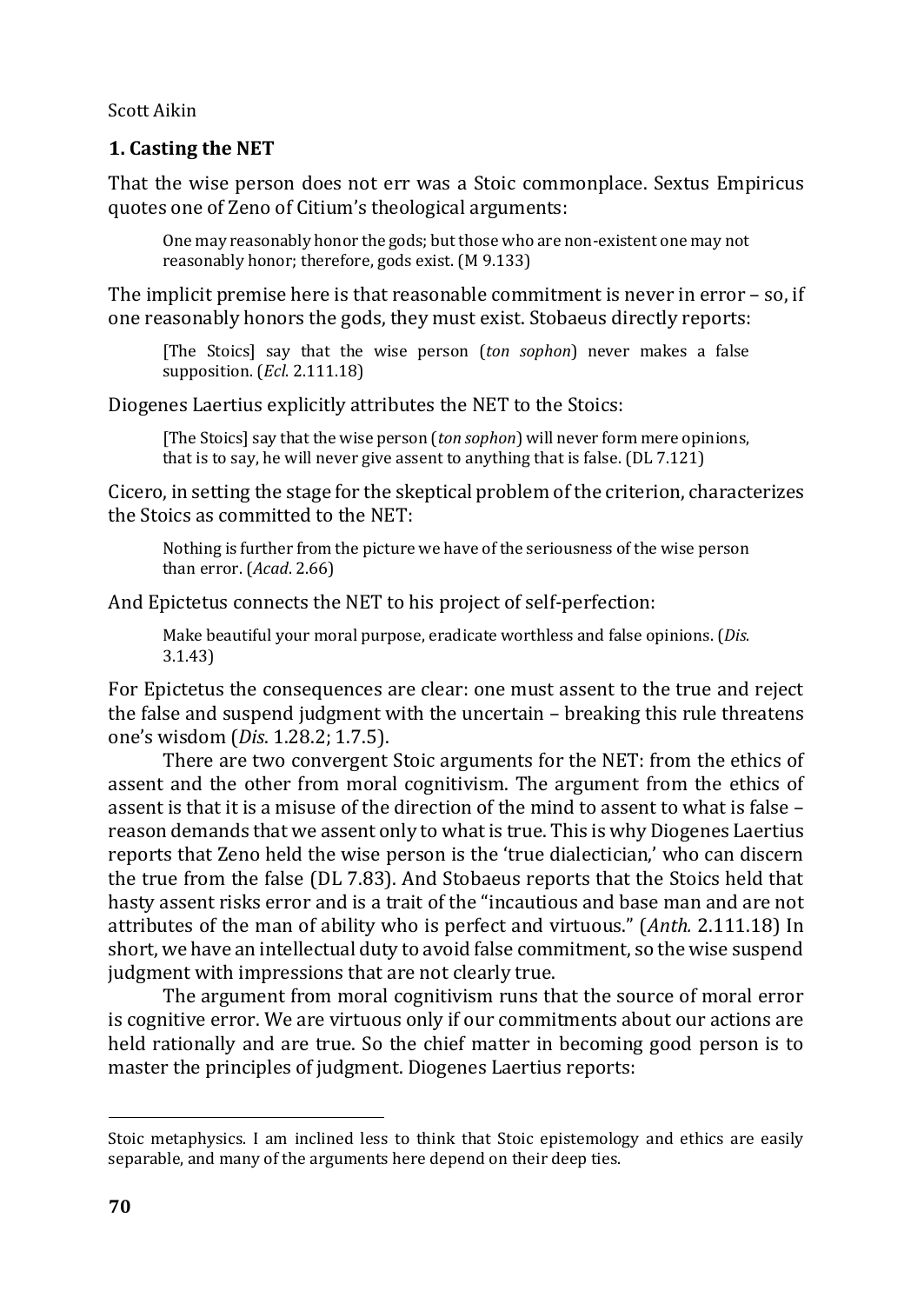## 1. Casting the NET

That the wise person does not err was a Stoic commonplace. Sextus Empiricus quotes one of Zeno of Citium's theological arguments:

> One may reasonably honor the gods; but those who are non-existent one may not reasonably honor; therefore, gods exist. (M 9.133)

The implicit premise here is that reasonable commitment is never in error – so, if one reasonably honors the gods, they must exist. Stobaeus directly reports:

> [The Stoics] say that the wise person (*ton sophon*) never makes a false supposition. (*Ecl.* 2.111.18)

Diogenes Laertius explicitly attributes the NET to the Stoics:

> [The Stoics] say that the wise person (*ton sophon*) will never form mere opinions, that is to say, he will never give assent to anything that is false. (DL 7.121)

Cicero, in setting the stage for the skeptical problem of the criterion, characterizes the Stoics as committed to the NET:

> Nothing is further from the picture we have of the seriousness of the wise person than error. (*Acad.* 2.66)

And Epictetus connects the NET to his project of self-perfection:

> Make beautiful your moral purpose, eradicate worthless and false opinions. (*Dis.* 3.1.43)

For Epictetus the consequences are clear: one must assent to the true and reject the false and suspend judgment with the uncertain – breaking this rule threatens one's wisdom (*Dis.* 1.28.2; 1.7.5).

There are two convergent Stoic arguments for the NET: from the ethics of assent and the other from moral cognitivism. The argument from the ethics of assent is that it is a misuse of the direction of the mind to assent to what is false – reason demands that we assent only to what is true. This is why Diogenes Laertius reports that Zeno held the wise person is the 'true dialectician,' who can discern the true from the false (DL 7.83). And Stobaeus reports that the Stoics held that hasty assent risks error and is a trait of the "incautious and base man and are not attributes of the man of ability who is perfect and virtuous." (*Anth.* 2.111.18) In short, we have an intellectual duty to avoid false commitment, so the wise suspend judgment with impressions that are not clearly true.

The argument from moral cognitivism runs that the source of moral error is cognitive error. We are virtuous only if our commitments about our actions are held rationally and are true. So the chief matter in becoming good person is to master the principles of judgment. Diogenes Laertius reports:

---

Stoic metaphysics. I am inclined less to think that Stoic epistemology and ethics are easily separable, and many of the arguments here depend on their deep ties.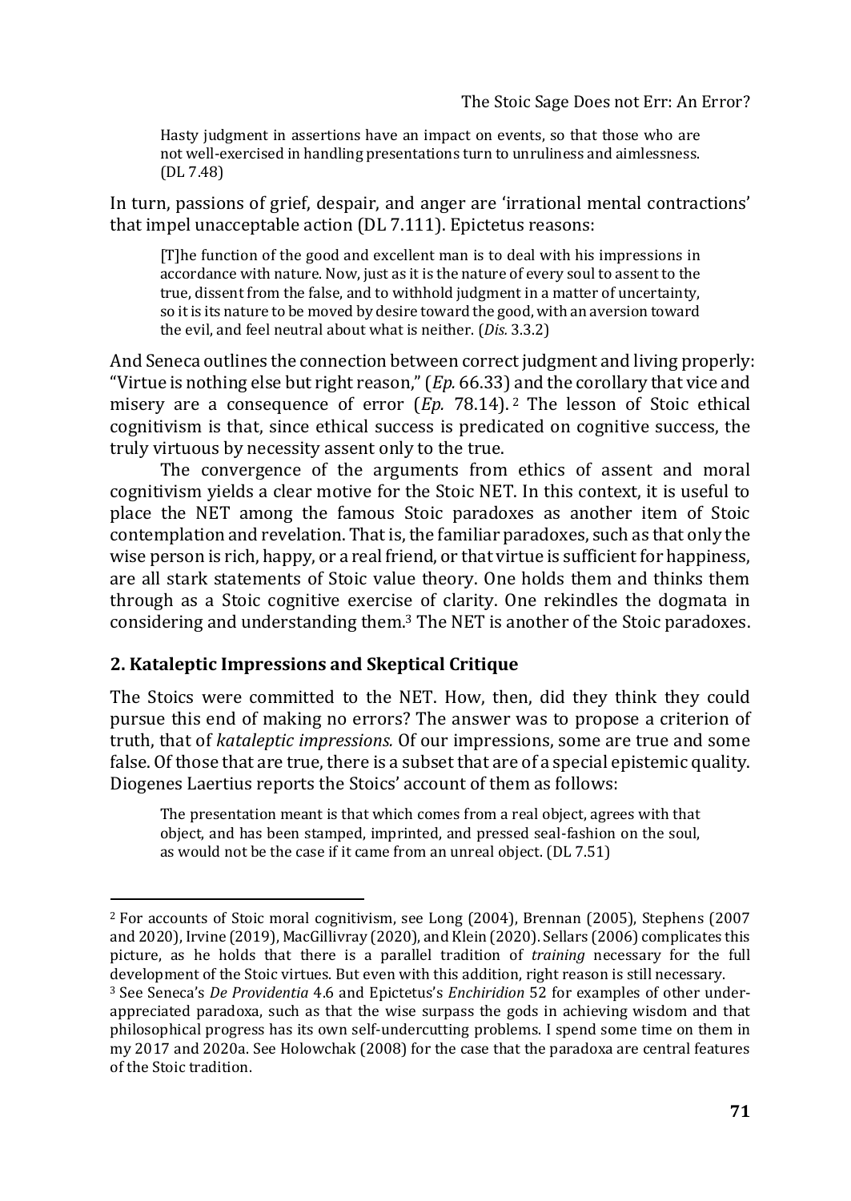> Hasty judgment in assertions have an impact on events, so that those who are not well-exercised in handling presentations turn to unruliness and aimlessness. (DL 7.48)

In turn, passions of grief, despair, and anger are 'irrational mental contractions' that impel unacceptable action (DL 7.111). Epictetus reasons:

> [T]he function of the good and excellent man is to deal with his impressions in accordance with nature. Now, just as it is the nature of every soul to assent to the true, dissent from the false, and to withhold judgment in a matter of uncertainty, so it is its nature to be moved by desire toward the good, with an aversion toward the evil, and feel neutral about what is neither. (*Dis.* 3.3.2)

And Seneca outlines the connection between correct judgment and living properly: "Virtue is nothing else but right reason," (*Ep.* 66.33) and the corollary that vice and misery are a consequence of error (*Ep.* 78.14).[2] The lesson of Stoic ethical cognitivism is that, since ethical success is predicated on cognitive success, the truly virtuous by necessity assent only to the true.

The convergence of the arguments from ethics of assent and moral cognitivism yields a clear motive for the Stoic NET. In this context, it is useful to place the NET among the famous Stoic paradoxes as another item of Stoic contemplation and revelation. That is, the familiar paradoxes, such as that only the wise person is rich, happy, or a real friend, or that virtue is sufficient for happiness, are all stark statements of Stoic value theory. One holds them and thinks them through as a Stoic cognitive exercise of clarity. One rekindles the dogmata in considering and understanding them.[3] The NET is another of the Stoic paradoxes.

## 2. Kataleptic Impressions and Skeptical Critique

The Stoics were committed to the NET. How, then, did they think they could pursue this end of making no errors? The answer was to propose a criterion of truth, that of *kataleptic impressions.* Of our impressions, some are true and some false. Of those that are true, there is a subset that are of a special epistemic quality. Diogenes Laertius reports the Stoics' account of them as follows:

> The presentation meant is that which comes from a real object, agrees with that object, and has been stamped, imprinted, and pressed seal-fashion on the soul, as would not be the case if it came from an unreal object. (DL 7.51)

---

[2] For accounts of Stoic moral cognitivism, see Long (2004), Brennan (2005), Stephens (2007 and 2020), Irvine (2019), MacGillivray (2020), and Klein (2020). Sellars (2006) complicates this picture, as he holds that there is a parallel tradition of *training* necessary for the full development of the Stoic virtues. But even with this addition, right reason is still necessary.

[3] See Seneca's *De Providentia* 4.6 and Epictetus's *Enchiridion* 52 for examples of other under-appreciated paradoxa, such as that the wise surpass the gods in achieving wisdom and that philosophical progress has its own self-undercutting problems. I spend some time on them in my 2017 and 2020a. See Holowchak (2008) for the case that the paradoxa are central features of the Stoic tradition.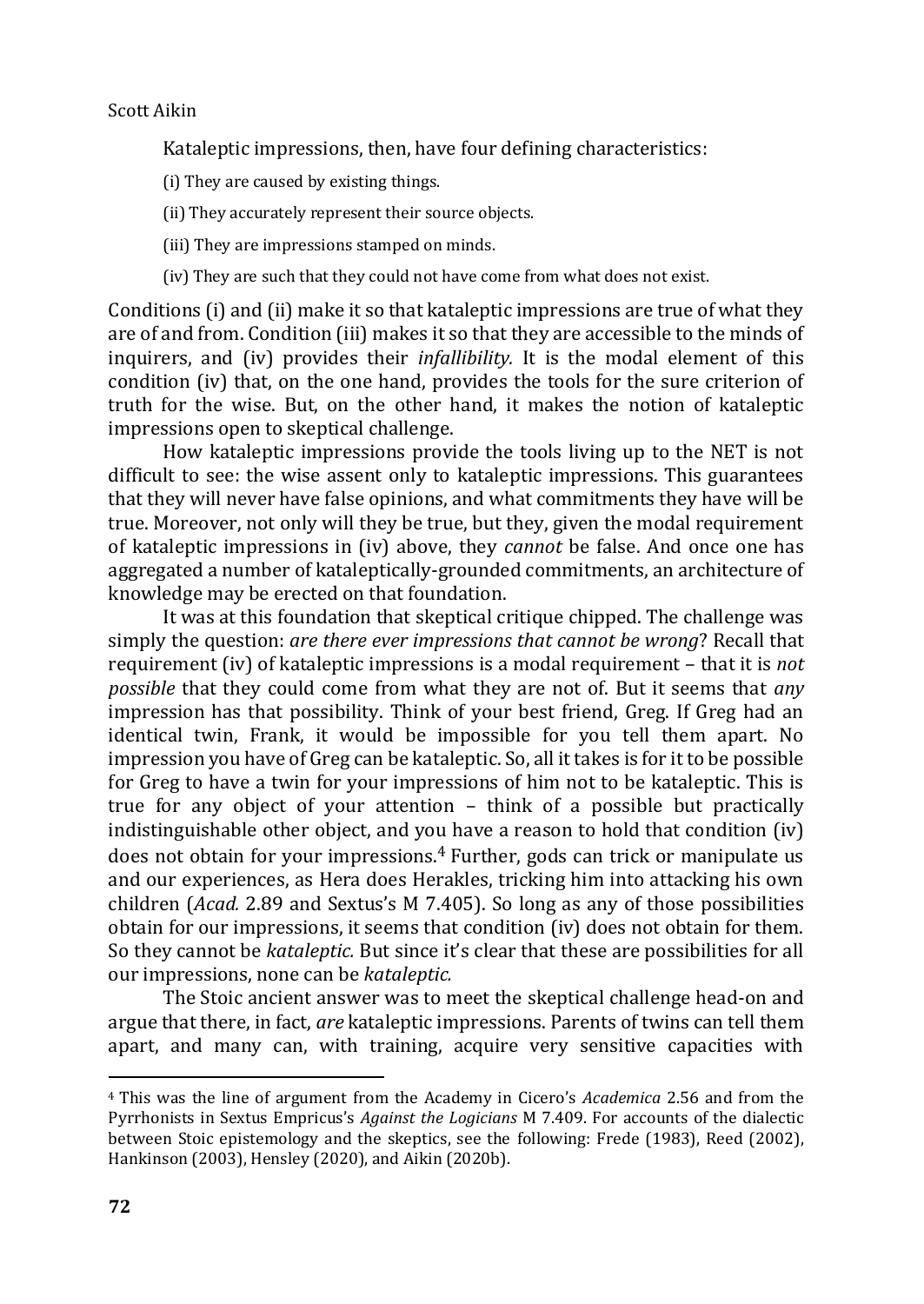Kataleptic impressions, then, have four defining characteristics:

(i) They are caused by existing things.

(ii) They accurately represent their source objects.

(iii) They are impressions stamped on minds.

(iv) They are such that they could not have come from what does not exist.

Conditions (i) and (ii) make it so that kataleptic impressions are true of what they are of and from. Condition (iii) makes it so that they are accessible to the minds of inquirers, and (iv) provides their *infallibility.* It is the modal element of this condition (iv) that, on the one hand, provides the tools for the sure criterion of truth for the wise. But, on the other hand, it makes the notion of kataleptic impressions open to skeptical challenge.

How kataleptic impressions provide the tools living up to the NET is not difficult to see: the wise assent only to kataleptic impressions. This guarantees that they will never have false opinions, and what commitments they have will be true. Moreover, not only will they be true, but they, given the modal requirement of kataleptic impressions in (iv) above, they *cannot* be false. And once one has aggregated a number of kataleptically-grounded commitments, an architecture of knowledge may be erected on that foundation.

It was at this foundation that skeptical critique chipped. The challenge was simply the question: *are there ever impressions that cannot be wrong*? Recall that requirement (iv) of kataleptic impressions is a modal requirement – that it is *not possible* that they could come from what they are not of. But it seems that *any* impression has that possibility. Think of your best friend, Greg. If Greg had an identical twin, Frank, it would be impossible for you tell them apart. No impression you have of Greg can be kataleptic. So, all it takes is for it to be possible for Greg to have a twin for your impressions of him not to be kataleptic. This is true for any object of your attention – think of a possible but practically indistinguishable other object, and you have a reason to hold that condition (iv) does not obtain for your impressions.[4] Further, gods can trick or manipulate us and our experiences, as Hera does Herakles, tricking him into attacking his own children (*Acad.* 2.89 and Sextus's M 7.405). So long as any of those possibilities obtain for our impressions, it seems that condition (iv) does not obtain for them. So they cannot be *kataleptic.* But since it's clear that these are possibilities for all our impressions, none can be *kataleptic.*

The Stoic ancient answer was to meet the skeptical challenge head-on and argue that there, in fact, *are* kataleptic impressions. Parents of twins can tell them apart, and many can, with training, acquire very sensitive capacities with

---

[4] This was the line of argument from the Academy in Cicero's *Academica* 2.56 and from the Pyrrhonists in Sextus Empricus's *Against the Logicians* M 7.409. For accounts of the dialectic between Stoic epistemology and the skeptics, see the following: Frede (1983), Reed (2002), Hankinson (2003), Hensley (2020), and Aikin (2020b).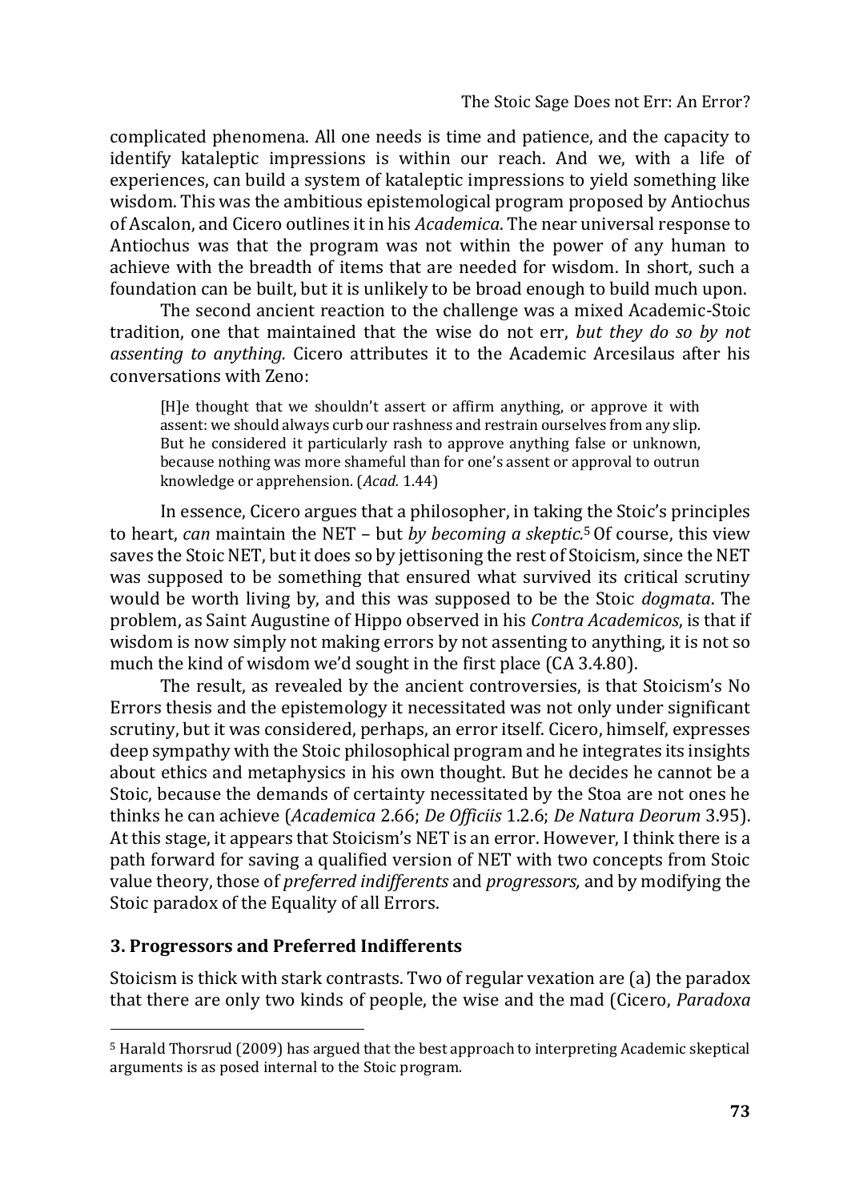complicated phenomena. All one needs is time and patience, and the capacity to identify kataleptic impressions is within our reach. And we, with a life of experiences, can build a system of kataleptic impressions to yield something like wisdom. This was the ambitious epistemological program proposed by Antiochus of Ascalon, and Cicero outlines it in his *Academica*. The near universal response to Antiochus was that the program was not within the power of any human to achieve with the breadth of items that are needed for wisdom. In short, such a foundation can be built, but it is unlikely to be broad enough to build much upon.

The second ancient reaction to the challenge was a mixed Academic-Stoic tradition, one that maintained that the wise do not err, *but they do so by not assenting to anything.* Cicero attributes it to the Academic Arcesilaus after his conversations with Zeno:

> [H]e thought that we shouldn't assert or affirm anything, or approve it with assent: we should always curb our rashness and restrain ourselves from any slip. But he considered it particularly rash to approve anything false or unknown, because nothing was more shameful than for one's assent or approval to outrun knowledge or apprehension. (*Acad.* 1.44)

In essence, Cicero argues that a philosopher, in taking the Stoic's principles to heart, *can* maintain the NET – but *by becoming a skeptic*.[5] Of course, this view saves the Stoic NET, but it does so by jettisoning the rest of Stoicism, since the NET was supposed to be something that ensured what survived its critical scrutiny would be worth living by, and this was supposed to be the Stoic *dogmata*. The problem, as Saint Augustine of Hippo observed in his *Contra Academicos*, is that if wisdom is now simply not making errors by not assenting to anything, it is not so much the kind of wisdom we'd sought in the first place (CA 3.4.80).

The result, as revealed by the ancient controversies, is that Stoicism's No Errors thesis and the epistemology it necessitated was not only under significant scrutiny, but it was considered, perhaps, an error itself. Cicero, himself, expresses deep sympathy with the Stoic philosophical program and he integrates its insights about ethics and metaphysics in his own thought. But he decides he cannot be a Stoic, because the demands of certainty necessitated by the Stoa are not ones he thinks he can achieve (*Academica* 2.66; *De Officiis* 1.2.6; *De Natura Deorum* 3.95). At this stage, it appears that Stoicism's NET is an error. However, I think there is a path forward for saving a qualified version of NET with two concepts from Stoic value theory, those of *preferred indifferents* and *progressors,* and by modifying the Stoic paradox of the Equality of all Errors.

## 3. Progressors and Preferred Indifferents

Stoicism is thick with stark contrasts. Two of regular vexation are (a) the paradox that there are only two kinds of people, the wise and the mad (Cicero, *Paradoxa*

[5] Harald Thorsrud (2009) has argued that the best approach to interpreting Academic skeptical arguments is as posed internal to the Stoic program.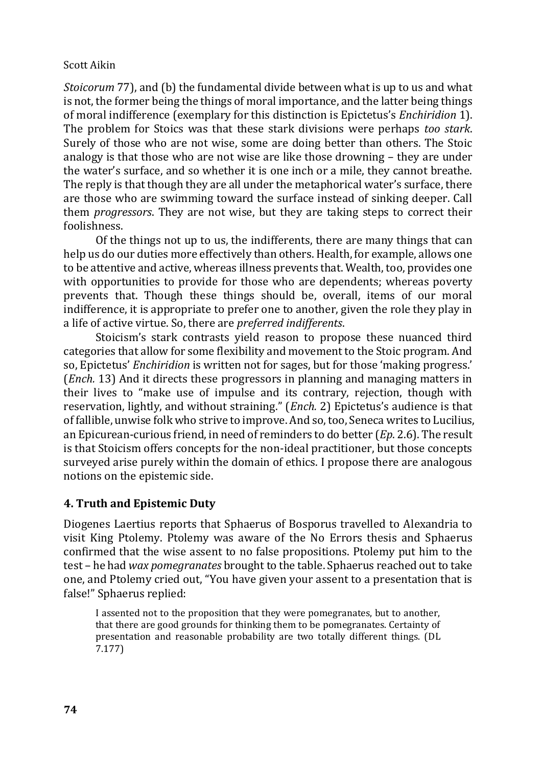*Stoicorum* 77), and (b) the fundamental divide between what is up to us and what is not, the former being the things of moral importance, and the latter being things of moral indifference (exemplary for this distinction is Epictetus's *Enchiridion* 1). The problem for Stoics was that these stark divisions were perhaps *too stark*. Surely of those who are not wise, some are doing better than others. The Stoic analogy is that those who are not wise are like those drowning – they are under the water's surface, and so whether it is one inch or a mile, they cannot breathe. The reply is that though they are all under the metaphorical water's surface, there are those who are swimming toward the surface instead of sinking deeper. Call them *progressors*. They are not wise, but they are taking steps to correct their foolishness.

Of the things not up to us, the indifferents, there are many things that can help us do our duties more effectively than others. Health, for example, allows one to be attentive and active, whereas illness prevents that. Wealth, too, provides one with opportunities to provide for those who are dependents; whereas poverty prevents that. Though these things should be, overall, items of our moral indifference, it is appropriate to prefer one to another, given the role they play in a life of active virtue. So, there are *preferred indifferents*.

Stoicism's stark contrasts yield reason to propose these nuanced third categories that allow for some flexibility and movement to the Stoic program. And so, Epictetus' *Enchiridion* is written not for sages, but for those 'making progress.' (*Ench.* 13) And it directs these progressors in planning and managing matters in their lives to "make use of impulse and its contrary, rejection, though with reservation, lightly, and without straining." (*Ench.* 2) Epictetus's audience is that of fallible, unwise folk who strive to improve. And so, too, Seneca writes to Lucilius, an Epicurean-curious friend, in need of reminders to do better (*Ep.* 2.6). The result is that Stoicism offers concepts for the non-ideal practitioner, but those concepts surveyed arise purely within the domain of ethics. I propose there are analogous notions on the epistemic side.

## 4. Truth and Epistemic Duty

Diogenes Laertius reports that Sphaerus of Bosporus travelled to Alexandria to visit King Ptolemy. Ptolemy was aware of the No Errors thesis and Sphaerus confirmed that the wise assent to no false propositions. Ptolemy put him to the test – he had *wax pomegranates* brought to the table. Sphaerus reached out to take one, and Ptolemy cried out, "You have given your assent to a presentation that is false!" Sphaerus replied:

> I assented not to the proposition that they were pomegranates, but to another, that there are good grounds for thinking them to be pomegranates. Certainty of presentation and reasonable probability are two totally different things. (DL 7.177)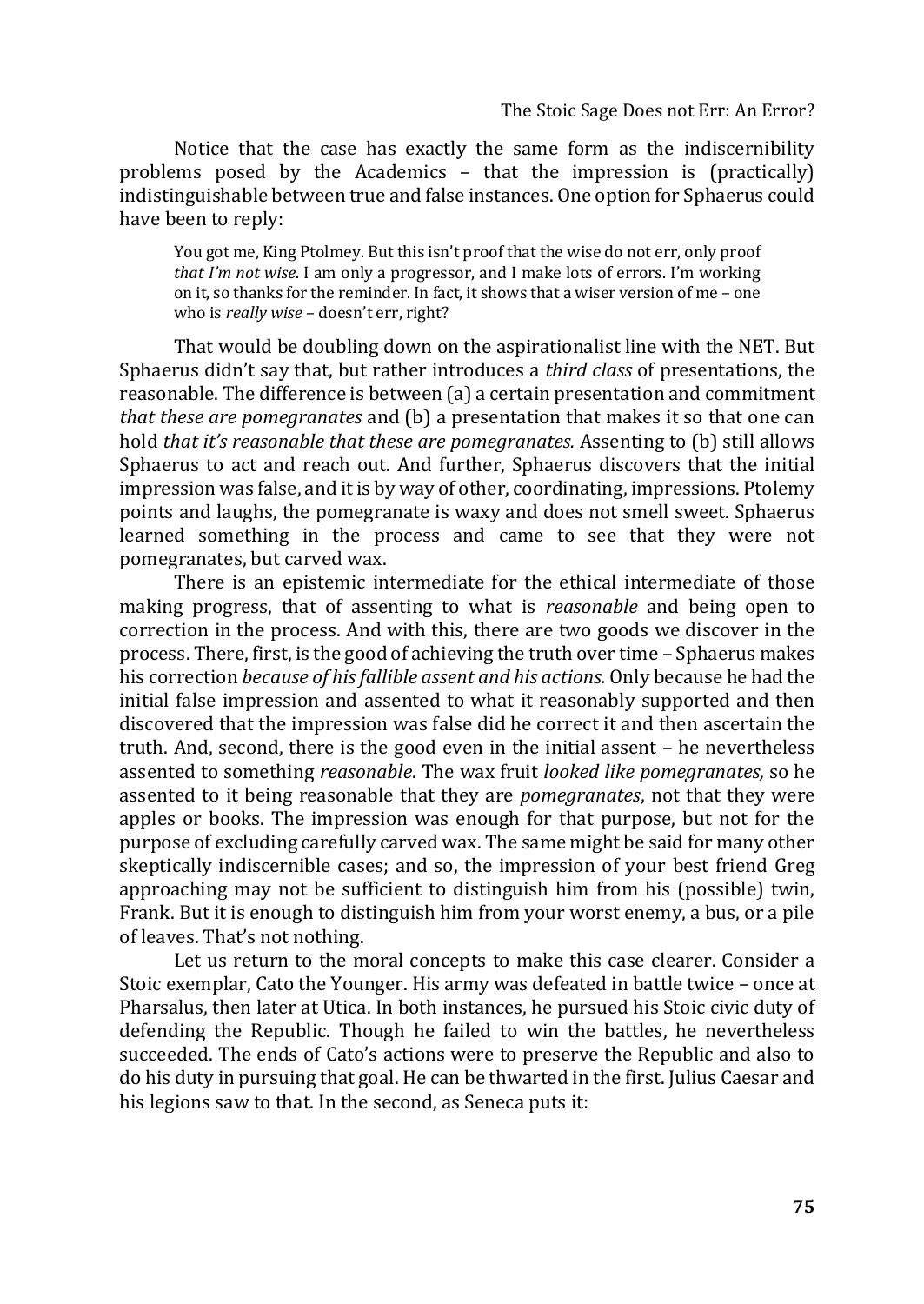Notice that the case has exactly the same form as the indiscernibility problems posed by the Academics – that the impression is (practically) indistinguishable between true and false instances. One option for Sphaerus could have been to reply:

> You got me, King Ptolmey. But this isn't proof that the wise do not err, only proof *that I'm not wise*. I am only a progressor, and I make lots of errors. I'm working on it, so thanks for the reminder. In fact, it shows that a wiser version of me – one who is *really wise* – doesn't err, right?

That would be doubling down on the aspirationalist line with the NET. But Sphaerus didn't say that, but rather introduces a *third class* of presentations, the reasonable. The difference is between (a) a certain presentation and commitment *that these are pomegranates* and (b) a presentation that makes it so that one can hold *that it's reasonable that these are pomegranates.* Assenting to (b) still allows Sphaerus to act and reach out. And further, Sphaerus discovers that the initial impression was false, and it is by way of other, coordinating, impressions. Ptolemy points and laughs, the pomegranate is waxy and does not smell sweet. Sphaerus learned something in the process and came to see that they were not pomegranates, but carved wax.

There is an epistemic intermediate for the ethical intermediate of those making progress, that of assenting to what is *reasonable* and being open to correction in the process. And with this, there are two goods we discover in the process. There, first, is the good of achieving the truth over time – Sphaerus makes his correction *because of his fallible assent and his actions.* Only because he had the initial false impression and assented to what it reasonably supported and then discovered that the impression was false did he correct it and then ascertain the truth. And, second, there is the good even in the initial assent – he nevertheless assented to something *reasonable*. The wax fruit *looked like pomegranates,* so he assented to it being reasonable that they are *pomegranates*, not that they were apples or books. The impression was enough for that purpose, but not for the purpose of excluding carefully carved wax. The same might be said for many other skeptically indiscernible cases; and so, the impression of your best friend Greg approaching may not be sufficient to distinguish him from his (possible) twin, Frank. But it is enough to distinguish him from your worst enemy, a bus, or a pile of leaves. That's not nothing.

Let us return to the moral concepts to make this case clearer. Consider a Stoic exemplar, Cato the Younger. His army was defeated in battle twice – once at Pharsalus, then later at Utica. In both instances, he pursued his Stoic civic duty of defending the Republic. Though he failed to win the battles, he nevertheless succeeded. The ends of Cato's actions were to preserve the Republic and also to do his duty in pursuing that goal. He can be thwarted in the first. Julius Caesar and his legions saw to that. In the second, as Seneca puts it: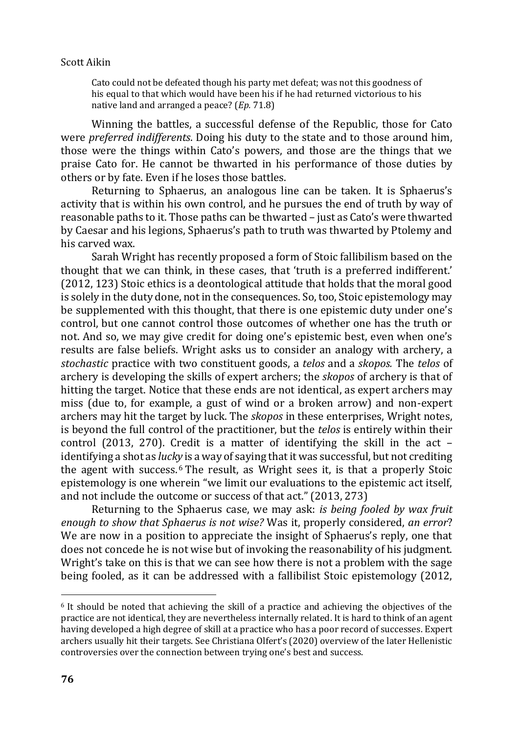> Cato could not be defeated though his party met defeat; was not this goodness of his equal to that which would have been his if he had returned victorious to his native land and arranged a peace? (*Ep.* 71.8)

Winning the battles, a successful defense of the Republic, those for Cato were *preferred indifferents*. Doing his duty to the state and to those around him, those were the things within Cato's powers, and those are the things that we praise Cato for. He cannot be thwarted in his performance of those duties by others or by fate. Even if he loses those battles.

Returning to Sphaerus, an analogous line can be taken. It is Sphaerus's activity that is within his own control, and he pursues the end of truth by way of reasonable paths to it. Those paths can be thwarted – just as Cato's were thwarted by Caesar and his legions, Sphaerus's path to truth was thwarted by Ptolemy and his carved wax.

Sarah Wright has recently proposed a form of Stoic fallibilism based on the thought that we can think, in these cases, that 'truth is a preferred indifferent.' (2012, 123) Stoic ethics is a deontological attitude that holds that the moral good is solely in the duty done, not in the consequences. So, too, Stoic epistemology may be supplemented with this thought, that there is one epistemic duty under one's control, but one cannot control those outcomes of whether one has the truth or not. And so, we may give credit for doing one's epistemic best, even when one's results are false beliefs. Wright asks us to consider an analogy with archery, a *stochastic* practice with two constituent goods, a *telos* and a *skopos.* The *telos* of archery is developing the skills of expert archers; the *skopos* of archery is that of hitting the target. Notice that these ends are not identical, as expert archers may miss (due to, for example, a gust of wind or a broken arrow) and non-expert archers may hit the target by luck. The *skopos* in these enterprises, Wright notes, is beyond the full control of the practitioner, but the *telos* is entirely within their control (2013, 270). Credit is a matter of identifying the skill in the act – identifying a shot as *lucky* is a way of saying that it was successful, but not crediting the agent with success.[6] The result, as Wright sees it, is that a properly Stoic epistemology is one wherein "we limit our evaluations to the epistemic act itself, and not include the outcome or success of that act." (2013, 273)

Returning to the Sphaerus case, we may ask: *is being fooled by wax fruit enough to show that Sphaerus is not wise?* Was it, properly considered, *an error*? We are now in a position to appreciate the insight of Sphaerus's reply, one that does not concede he is not wise but of invoking the reasonability of his judgment. Wright's take on this is that we can see how there is not a problem with the sage being fooled, as it can be addressed with a fallibilist Stoic epistemology (2012,

---

[6] It should be noted that achieving the skill of a practice and achieving the objectives of the practice are not identical, they are nevertheless internally related. It is hard to think of an agent having developed a high degree of skill at a practice who has a poor record of successes. Expert archers usually hit their targets. See Christiana Olfert's (2020) overview of the later Hellenistic controversies over the connection between trying one's best and success.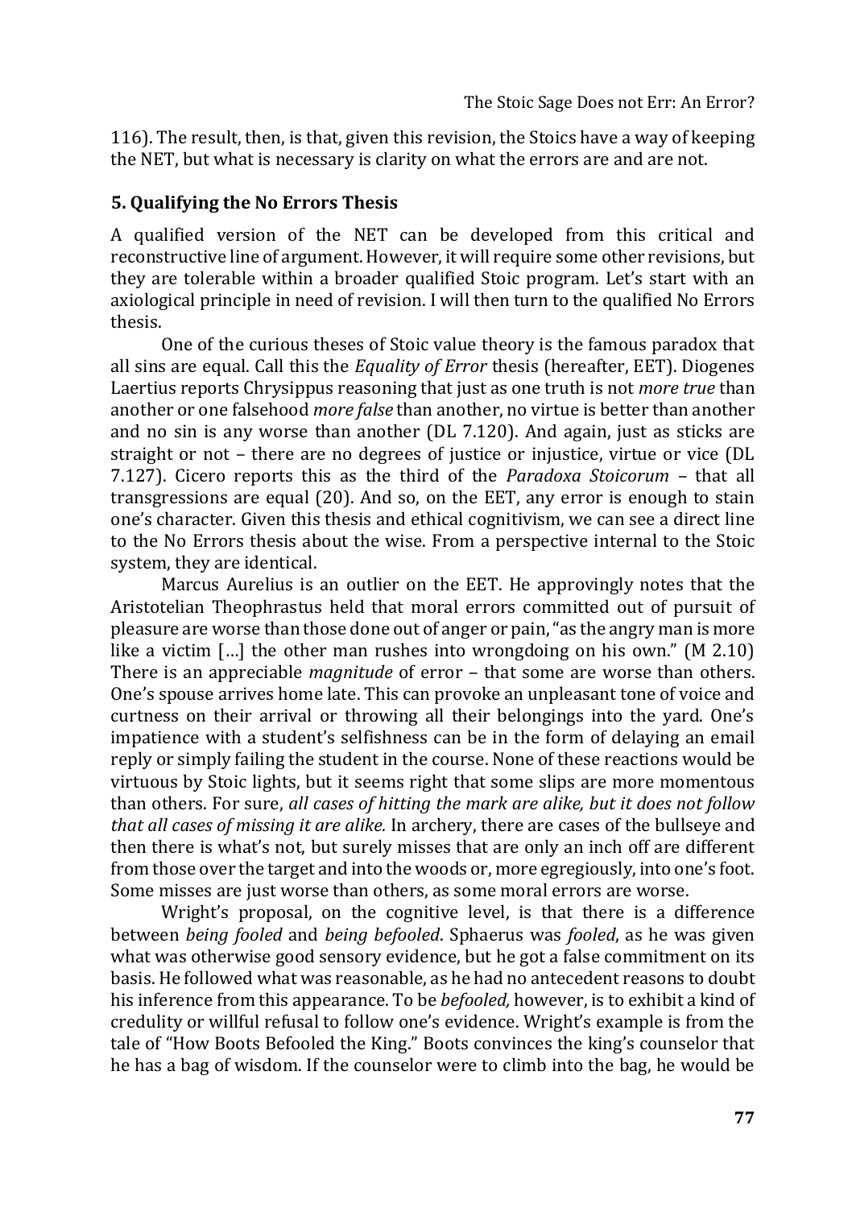116). The result, then, is that, given this revision, the Stoics have a way of keeping the NET, but what is necessary is clarity on what the errors are and are not.

## 5. Qualifying the No Errors Thesis

A qualified version of the NET can be developed from this critical and reconstructive line of argument. However, it will require some other revisions, but they are tolerable within a broader qualified Stoic program. Let's start with an axiological principle in need of revision. I will then turn to the qualified No Errors thesis.

One of the curious theses of Stoic value theory is the famous paradox that all sins are equal. Call this the *Equality of Error* thesis (hereafter, EET). Diogenes Laertius reports Chrysippus reasoning that just as one truth is not *more true* than another or one falsehood *more false* than another, no virtue is better than another and no sin is any worse than another (DL 7.120). And again, just as sticks are straight or not – there are no degrees of justice or injustice, virtue or vice (DL 7.127). Cicero reports this as the third of the *Paradoxa Stoicorum* – that all transgressions are equal (20). And so, on the EET, any error is enough to stain one's character. Given this thesis and ethical cognitivism, we can see a direct line to the No Errors thesis about the wise. From a perspective internal to the Stoic system, they are identical.

Marcus Aurelius is an outlier on the EET. He approvingly notes that the Aristotelian Theophrastus held that moral errors committed out of pursuit of pleasure are worse than those done out of anger or pain, "as the angry man is more like a victim […] the other man rushes into wrongdoing on his own." (M 2.10) There is an appreciable *magnitude* of error – that some are worse than others. One's spouse arrives home late. This can provoke an unpleasant tone of voice and curtness on their arrival or throwing all their belongings into the yard. One's impatience with a student's selfishness can be in the form of delaying an email reply or simply failing the student in the course. None of these reactions would be virtuous by Stoic lights, but it seems right that some slips are more momentous than others. For sure, *all cases of hitting the mark are alike, but it does not follow that all cases of missing it are alike.* In archery, there are cases of the bullseye and then there is what's not, but surely misses that are only an inch off are different from those over the target and into the woods or, more egregiously, into one's foot. Some misses are just worse than others, as some moral errors are worse.

Wright's proposal, on the cognitive level, is that there is a difference between *being fooled* and *being befooled*. Sphaerus was *fooled*, as he was given what was otherwise good sensory evidence, but he got a false commitment on its basis. He followed what was reasonable, as he had no antecedent reasons to doubt his inference from this appearance. To be *befooled,* however, is to exhibit a kind of credulity or willful refusal to follow one's evidence. Wright's example is from the tale of "How Boots Befooled the King." Boots convinces the king's counselor that he has a bag of wisdom. If the counselor were to climb into the bag, he would be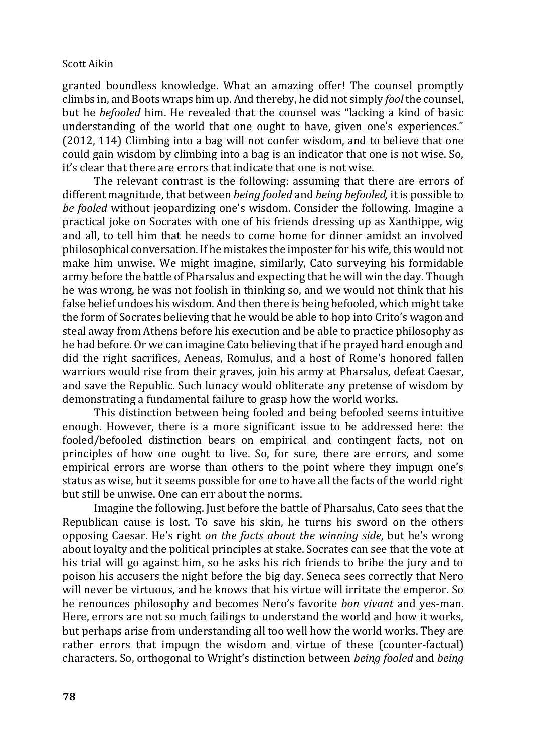granted boundless knowledge. What an amazing offer! The counsel promptly climbs in, and Boots wraps him up. And thereby, he did not simply *fool* the counsel, but he *befooled* him. He revealed that the counsel was "lacking a kind of basic understanding of the world that one ought to have, given one's experiences." (2012, 114) Climbing into a bag will not confer wisdom, and to believe that one could gain wisdom by climbing into a bag is an indicator that one is not wise. So, it's clear that there are errors that indicate that one is not wise.

The relevant contrast is the following: assuming that there are errors of different magnitude, that between *being fooled* and *being befooled,* it is possible to *be fooled* without jeopardizing one's wisdom. Consider the following. Imagine a practical joke on Socrates with one of his friends dressing up as Xanthippe, wig and all, to tell him that he needs to come home for dinner amidst an involved philosophical conversation. If he mistakes the imposter for his wife, this would not make him unwise. We might imagine, similarly, Cato surveying his formidable army before the battle of Pharsalus and expecting that he will win the day. Though he was wrong, he was not foolish in thinking so, and we would not think that his false belief undoes his wisdom. And then there is being befooled, which might take the form of Socrates believing that he would be able to hop into Crito's wagon and steal away from Athens before his execution and be able to practice philosophy as he had before. Or we can imagine Cato believing that if he prayed hard enough and did the right sacrifices, Aeneas, Romulus, and a host of Rome's honored fallen warriors would rise from their graves, join his army at Pharsalus, defeat Caesar, and save the Republic. Such lunacy would obliterate any pretense of wisdom by demonstrating a fundamental failure to grasp how the world works.

This distinction between being fooled and being befooled seems intuitive enough. However, there is a more significant issue to be addressed here: the fooled/befooled distinction bears on empirical and contingent facts, not on principles of how one ought to live. So, for sure, there are errors, and some empirical errors are worse than others to the point where they impugn one's status as wise, but it seems possible for one to have all the facts of the world right but still be unwise. One can err about the norms.

Imagine the following. Just before the battle of Pharsalus, Cato sees that the Republican cause is lost. To save his skin, he turns his sword on the others opposing Caesar. He's right *on the facts about the winning side*, but he's wrong about loyalty and the political principles at stake. Socrates can see that the vote at his trial will go against him, so he asks his rich friends to bribe the jury and to poison his accusers the night before the big day. Seneca sees correctly that Nero will never be virtuous, and he knows that his virtue will irritate the emperor. So he renounces philosophy and becomes Nero's favorite *bon vivant* and yes-man. Here, errors are not so much failings to understand the world and how it works, but perhaps arise from understanding all too well how the world works. They are rather errors that impugn the wisdom and virtue of these (counter-factual) characters. So, orthogonal to Wright's distinction between *being fooled* and *being*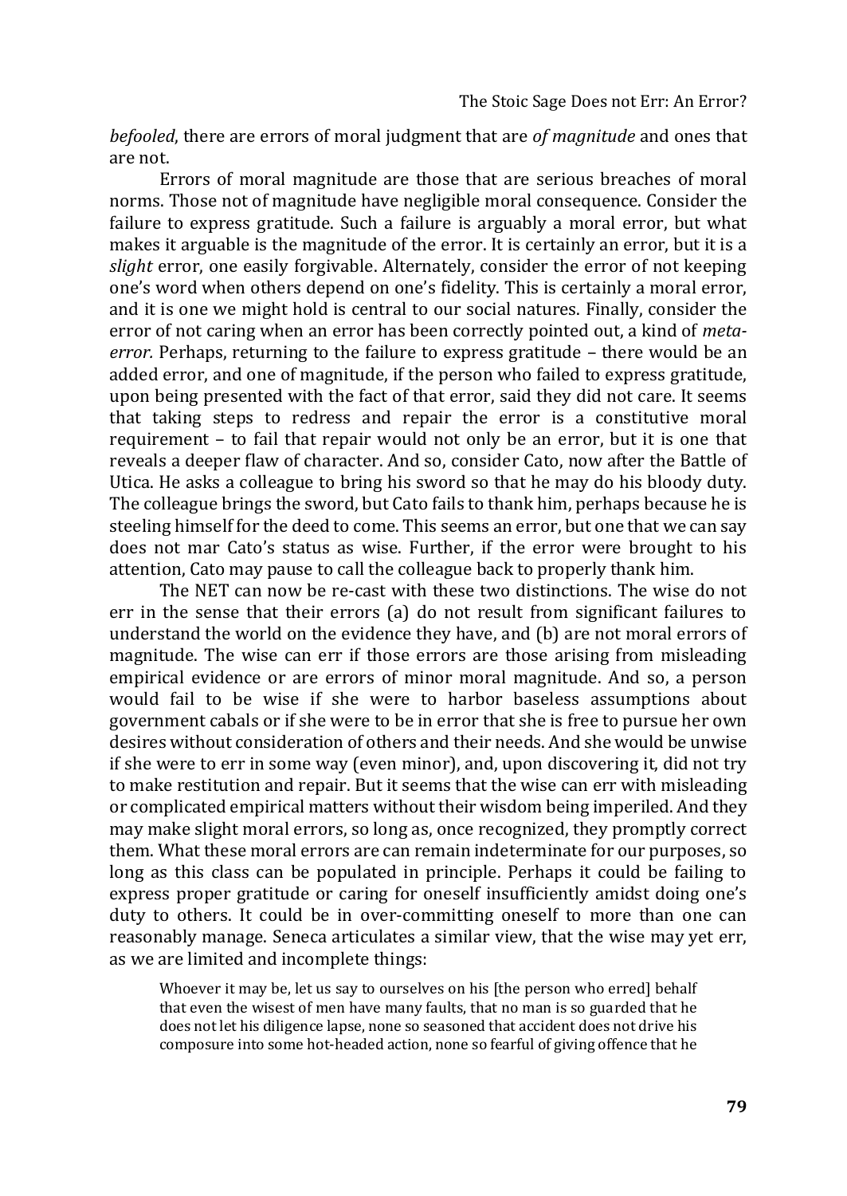*befooled*, there are errors of moral judgment that are *of magnitude* and ones that are not.

Errors of moral magnitude are those that are serious breaches of moral norms. Those not of magnitude have negligible moral consequence. Consider the failure to express gratitude. Such a failure is arguably a moral error, but what makes it arguable is the magnitude of the error. It is certainly an error, but it is a *slight* error, one easily forgivable. Alternately, consider the error of not keeping one's word when others depend on one's fidelity. This is certainly a moral error, and it is one we might hold is central to our social natures. Finally, consider the error of not caring when an error has been correctly pointed out, a kind of *meta-error.* Perhaps, returning to the failure to express gratitude – there would be an added error, and one of magnitude, if the person who failed to express gratitude, upon being presented with the fact of that error, said they did not care. It seems that taking steps to redress and repair the error is a constitutive moral requirement – to fail that repair would not only be an error, but it is one that reveals a deeper flaw of character. And so, consider Cato, now after the Battle of Utica. He asks a colleague to bring his sword so that he may do his bloody duty. The colleague brings the sword, but Cato fails to thank him, perhaps because he is steeling himself for the deed to come. This seems an error, but one that we can say does not mar Cato's status as wise. Further, if the error were brought to his attention, Cato may pause to call the colleague back to properly thank him.

The NET can now be re-cast with these two distinctions. The wise do not err in the sense that their errors (a) do not result from significant failures to understand the world on the evidence they have, and (b) are not moral errors of magnitude. The wise can err if those errors are those arising from misleading empirical evidence or are errors of minor moral magnitude. And so, a person would fail to be wise if she were to harbor baseless assumptions about government cabals or if she were to be in error that she is free to pursue her own desires without consideration of others and their needs. And she would be unwise if she were to err in some way (even minor), and, upon discovering it, did not try to make restitution and repair. But it seems that the wise can err with misleading or complicated empirical matters without their wisdom being imperiled. And they may make slight moral errors, so long as, once recognized, they promptly correct them. What these moral errors are can remain indeterminate for our purposes, so long as this class can be populated in principle. Perhaps it could be failing to express proper gratitude or caring for oneself insufficiently amidst doing one's duty to others. It could be in over-committing oneself to more than one can reasonably manage. Seneca articulates a similar view, that the wise may yet err, as we are limited and incomplete things:

> Whoever it may be, let us say to ourselves on his [the person who erred] behalf that even the wisest of men have many faults, that no man is so guarded that he does not let his diligence lapse, none so seasoned that accident does not drive his composure into some hot-headed action, none so fearful of giving offence that he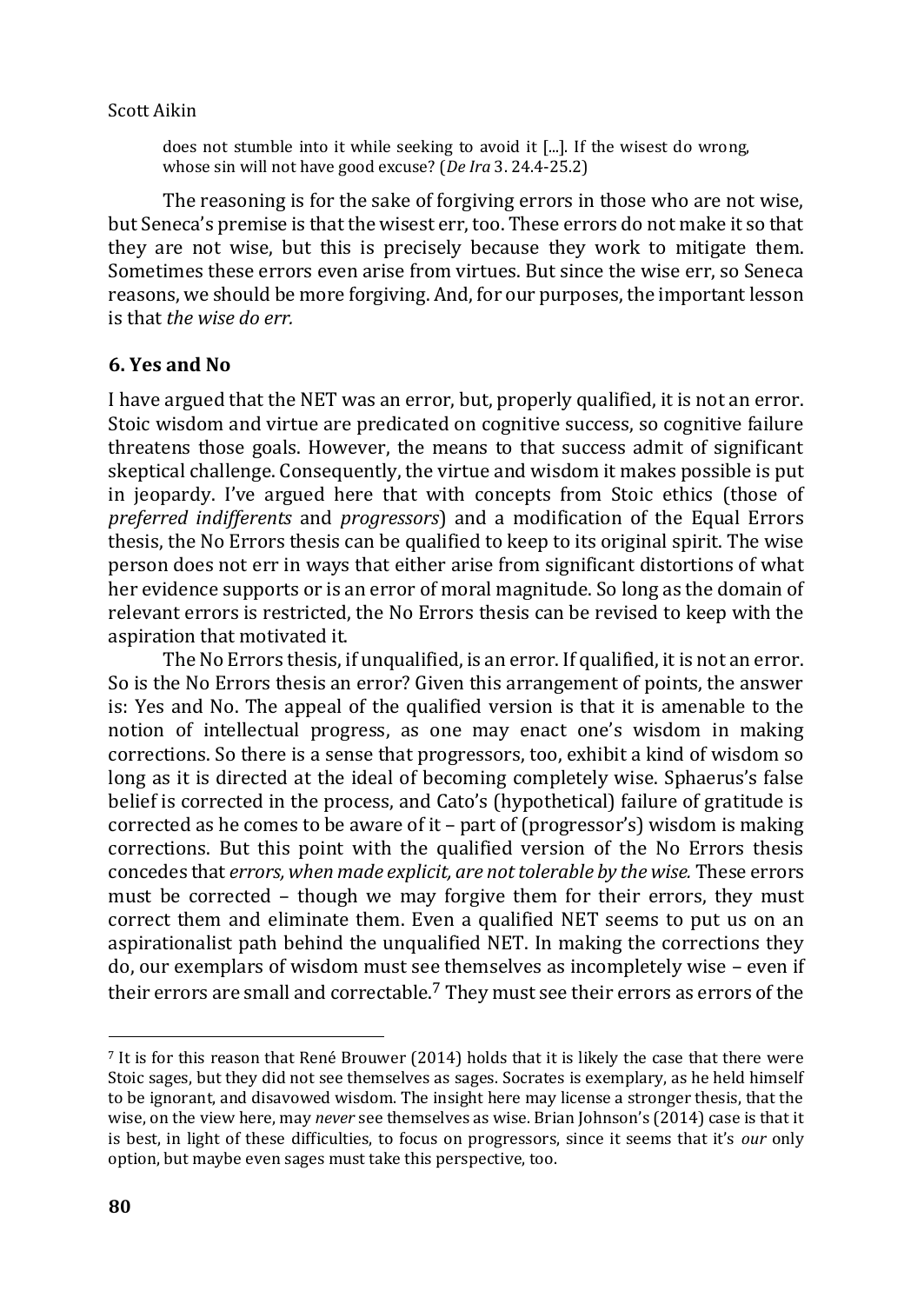> does not stumble into it while seeking to avoid it [...]. If the wisest do wrong, whose sin will not have good excuse? (*De Ira* 3. 24.4-25.2)

The reasoning is for the sake of forgiving errors in those who are not wise, but Seneca's premise is that the wisest err, too. These errors do not make it so that they are not wise, but this is precisely because they work to mitigate them. Sometimes these errors even arise from virtues. But since the wise err, so Seneca reasons, we should be more forgiving. And, for our purposes, the important lesson is that *the wise do err.*

## 6. Yes and No

I have argued that the NET was an error, but, properly qualified, it is not an error. Stoic wisdom and virtue are predicated on cognitive success, so cognitive failure threatens those goals. However, the means to that success admit of significant skeptical challenge. Consequently, the virtue and wisdom it makes possible is put in jeopardy. I've argued here that with concepts from Stoic ethics (those of *preferred indifferents* and *progressors*) and a modification of the Equal Errors thesis, the No Errors thesis can be qualified to keep to its original spirit. The wise person does not err in ways that either arise from significant distortions of what her evidence supports or is an error of moral magnitude. So long as the domain of relevant errors is restricted, the No Errors thesis can be revised to keep with the aspiration that motivated it.

The No Errors thesis, if unqualified, is an error. If qualified, it is not an error. So is the No Errors thesis an error? Given this arrangement of points, the answer is: Yes and No. The appeal of the qualified version is that it is amenable to the notion of intellectual progress, as one may enact one's wisdom in making corrections. So there is a sense that progressors, too, exhibit a kind of wisdom so long as it is directed at the ideal of becoming completely wise. Sphaerus's false belief is corrected in the process, and Cato's (hypothetical) failure of gratitude is corrected as he comes to be aware of it – part of (progressor's) wisdom is making corrections. But this point with the qualified version of the No Errors thesis concedes that *errors, when made explicit, are not tolerable by the wise.* These errors must be corrected – though we may forgive them for their errors, they must correct them and eliminate them. Even a qualified NET seems to put us on an aspirationalist path behind the unqualified NET. In making the corrections they do, our exemplars of wisdom must see themselves as incompletely wise – even if their errors are small and correctable.[7] They must see their errors as errors of the

[7] It is for this reason that René Brouwer (2014) holds that it is likely the case that there were Stoic sages, but they did not see themselves as sages. Socrates is exemplary, as he held himself to be ignorant, and disavowed wisdom. The insight here may license a stronger thesis, that the wise, on the view here, may *never* see themselves as wise. Brian Johnson's (2014) case is that it is best, in light of these difficulties, to focus on progressors, since it seems that it's *our* only option, but maybe even sages must take this perspective, too.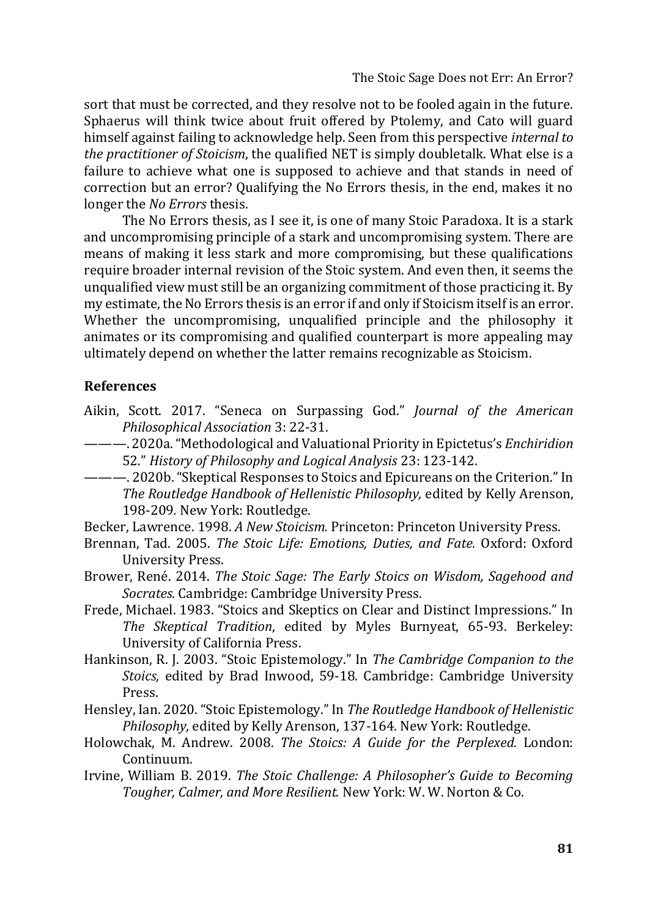sort that must be corrected, and they resolve not to be fooled again in the future. Sphaerus will think twice about fruit offered by Ptolemy, and Cato will guard himself against failing to acknowledge help. Seen from this perspective *internal to the practitioner of Stoicism*, the qualified NET is simply doubletalk. What else is a failure to achieve what one is supposed to achieve and that stands in need of correction but an error? Qualifying the No Errors thesis, in the end, makes it no longer the *No Errors* thesis.

The No Errors thesis, as I see it, is one of many Stoic Paradoxa. It is a stark and uncompromising principle of a stark and uncompromising system. There are means of making it less stark and more compromising, but these qualifications require broader internal revision of the Stoic system. And even then, it seems the unqualified view must still be an organizing commitment of those practicing it. By my estimate, the No Errors thesis is an error if and only if Stoicism itself is an error. Whether the uncompromising, unqualified principle and the philosophy it animates or its compromising and qualified counterpart is more appealing may ultimately depend on whether the latter remains recognizable as Stoicism.

## References

Aikin, Scott. 2017. "Seneca on Surpassing God." *Journal of the American Philosophical Association* 3: 22-31.

———. 2020a. "Methodological and Valuational Priority in Epictetus's *Enchiridion* 52." *History of Philosophy and Logical Analysis* 23: 123-142.

———. 2020b. "Skeptical Responses to Stoics and Epicureans on the Criterion." In *The Routledge Handbook of Hellenistic Philosophy,* edited by Kelly Arenson, 198-209*.* New York: Routledge.

Becker, Lawrence. 1998. *A New Stoicism.* Princeton: Princeton University Press.

Brennan, Tad. 2005. *The Stoic Life: Emotions, Duties, and Fate.* Oxford: Oxford University Press.

Brower, René. 2014. *The Stoic Sage: The Early Stoics on Wisdom, Sagehood and Socrates.* Cambridge: Cambridge University Press.

Frede, Michael. 1983. "Stoics and Skeptics on Clear and Distinct Impressions." In *The Skeptical Tradition*, edited by Myles Burnyeat, 65-93. Berkeley: University of California Press.

Hankinson, R. J. 2003. "Stoic Epistemology." In *The Cambridge Companion to the Stoics,* edited by Brad Inwood, 59-18*.* Cambridge: Cambridge University Press.

Hensley, Ian. 2020. "Stoic Epistemology." In *The Routledge Handbook of Hellenistic Philosophy,* edited by Kelly Arenson, 137-164*.* New York: Routledge.

Holowchak, M. Andrew. 2008. *The Stoics: A Guide for the Perplexed.* London: Continuum.

Irvine, William B. 2019. *The Stoic Challenge: A Philosopher's Guide to Becoming Tougher, Calmer, and More Resilient.* New York: W. W. Norton & Co.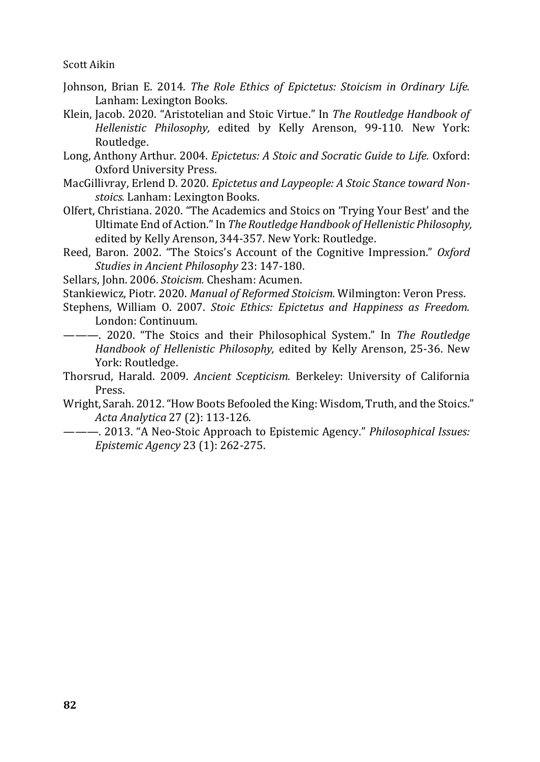Johnson, Brian E. 2014. *The Role Ethics of Epictetus: Stoicism in Ordinary Life.* Lanham: Lexington Books.

Klein, Jacob. 2020. "Aristotelian and Stoic Virtue." In *The Routledge Handbook of Hellenistic Philosophy,* edited by Kelly Arenson, 99-110. New York: Routledge.

Long, Anthony Arthur. 2004. *Epictetus: A Stoic and Socratic Guide to Life.* Oxford: Oxford University Press.

MacGillivray, Erlend D. 2020. *Epictetus and Laypeople: A Stoic Stance toward Non-stoics.* Lanham: Lexington Books.

Olfert, Christiana. 2020. "The Academics and Stoics on 'Trying Your Best' and the Ultimate End of Action." In *The Routledge Handbook of Hellenistic Philosophy,* edited by Kelly Arenson, 344-357. New York: Routledge.

Reed, Baron. 2002. "The Stoics's Account of the Cognitive Impression." *Oxford Studies in Ancient Philosophy* 23: 147-180.

Sellars, John. 2006. *Stoicism.* Chesham: Acumen.

Stankiewicz, Piotr. 2020. *Manual of Reformed Stoicism.* Wilmington: Veron Press.

Stephens, William O. 2007. *Stoic Ethics: Epictetus and Happiness as Freedom.* London: Continuum.

———. 2020. "The Stoics and their Philosophical System." In *The Routledge Handbook of Hellenistic Philosophy,* edited by Kelly Arenson, 25-36. New York: Routledge.

Thorsrud, Harald. 2009. *Ancient Scepticism.* Berkeley: University of California Press.

Wright, Sarah. 2012. "How Boots Befooled the King: Wisdom, Truth, and the Stoics." *Acta Analytica* 27 (2): 113-126.

———. 2013. "A Neo-Stoic Approach to Epistemic Agency." *Philosophical Issues: Epistemic Agency* 23 (1): 262-275.